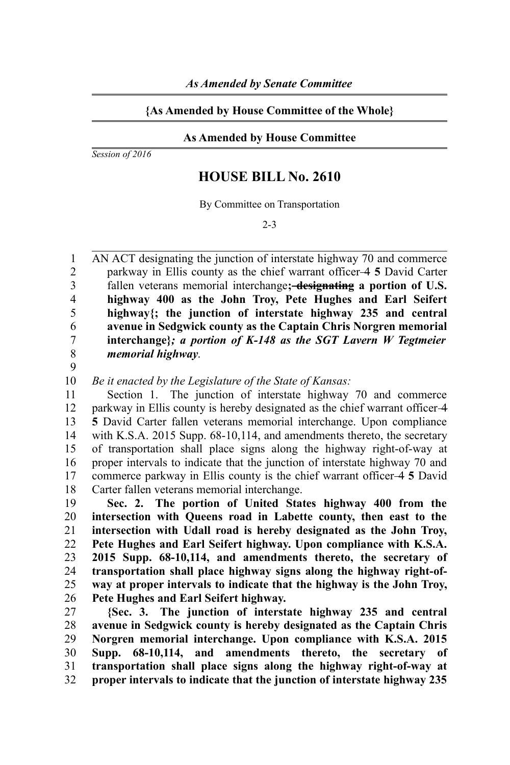*As Amended by Senate Committee*

**{As Amended by House Committee of the Whole}**

**As Amended by House Committee**

*Session of 2016*

# HOUSE BILL No. 2610

By Committee on Transportation

2-3

AN ACT designating the junction of interstate highway 70 and commerce parkway in Ellis county as the chief warrant officer ~~4~~ **5** David Carter fallen veterans memorial interchange**;** ~~designating~~ **a portion of U.S. highway 400 as the John Troy, Pete Hughes and Earl Seifert highway{; the junction of interstate highway 235 and central avenue in Sedgwick county as the Captain Chris Norgren memorial interchange}*; a portion of K-148 as the SGT Lavern W Tegtmeier memorial highway*.**

*Be it enacted by the Legislature of the State of Kansas:*

Section 1. The junction of interstate highway 70 and commerce parkway in Ellis county is hereby designated as the chief warrant officer ~~4~~ **5** David Carter fallen veterans memorial interchange. Upon compliance with K.S.A. 2015 Supp. 68-10,114, and amendments thereto, the secretary of transportation shall place signs along the highway right-of-way at proper intervals to indicate that the junction of interstate highway 70 and commerce parkway in Ellis county is the chief warrant officer ~~4~~ **5** David Carter fallen veterans memorial interchange.

**Sec. 2. The portion of United States highway 400 from the intersection with Queens road in Labette county, then east to the intersection with Udall road is hereby designated as the John Troy, Pete Hughes and Earl Seifert highway. Upon compliance with K.S.A. 2015 Supp. 68-10,114, and amendments thereto, the secretary of transportation shall place highway signs along the highway right-of-way at proper intervals to indicate that the highway is the John Troy, Pete Hughes and Earl Seifert highway.**

**{Sec. 3. The junction of interstate highway 235 and central avenue in Sedgwick county is hereby designated as the Captain Chris Norgren memorial interchange. Upon compliance with K.S.A. 2015 Supp. 68-10,114, and amendments thereto, the secretary of transportation shall place signs along the highway right-of-way at proper intervals to indicate that the junction of interstate highway 235**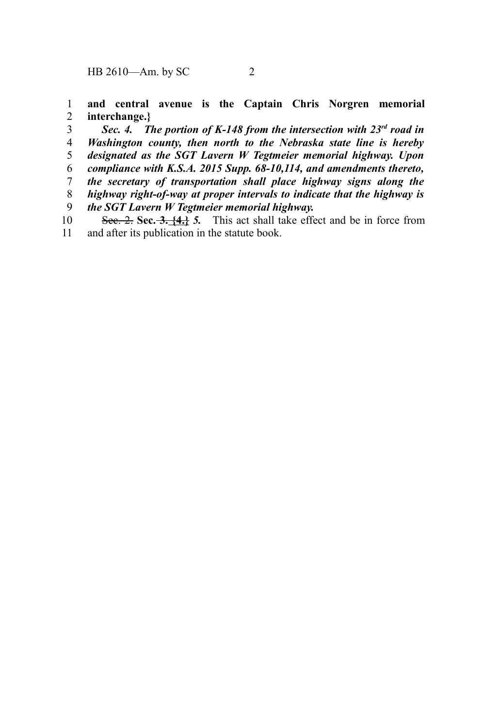**and central avenue is the Captain Chris Norgren memorial interchange.}**

***Sec. 4. The portion of K-148 from the intersection with 23rd road in Washington county, then north to the Nebraska state line is hereby designated as the SGT Lavern W Tegtmeier memorial highway. Upon compliance with K.S.A. 2015 Supp. 68-10,114, and amendments thereto, the secretary of transportation shall place highway signs along the highway right-of-way at proper intervals to indicate that the highway is the SGT Lavern W Tegtmeier memorial highway.***

~~Sec. 2.~~ **Sec. ~~3.~~ ~~{4.}~~** ***5.*** This act shall take effect and be in force from and after its publication in the statute book.